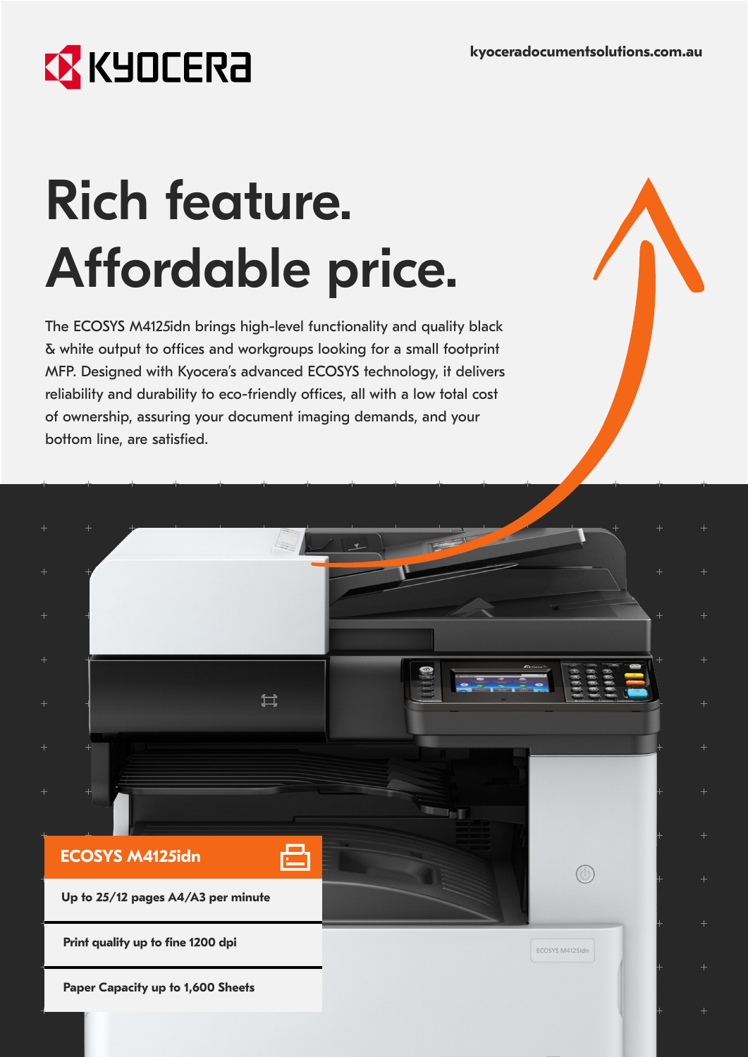KYOCERA

kyoceradocumentsolutions.com.au

# Rich feature. Affordable price.

The ECOSYS M4125idn brings high-level functionality and quality black & white output to offices and workgroups looking for a small footprint MFP. Designed with Kyocera's advanced ECOSYS technology, it delivers reliability and durability to eco-friendly offices, all with a low total cost of ownership, assuring your document imaging demands, and your bottom line, are satisfied.

## ECOSYS M4125idn

**Up to 25/12 pages A4/A3 per minute**

**Print quality up to fine 1200 dpi**

**Paper Capacity up to 1,600 Sheets**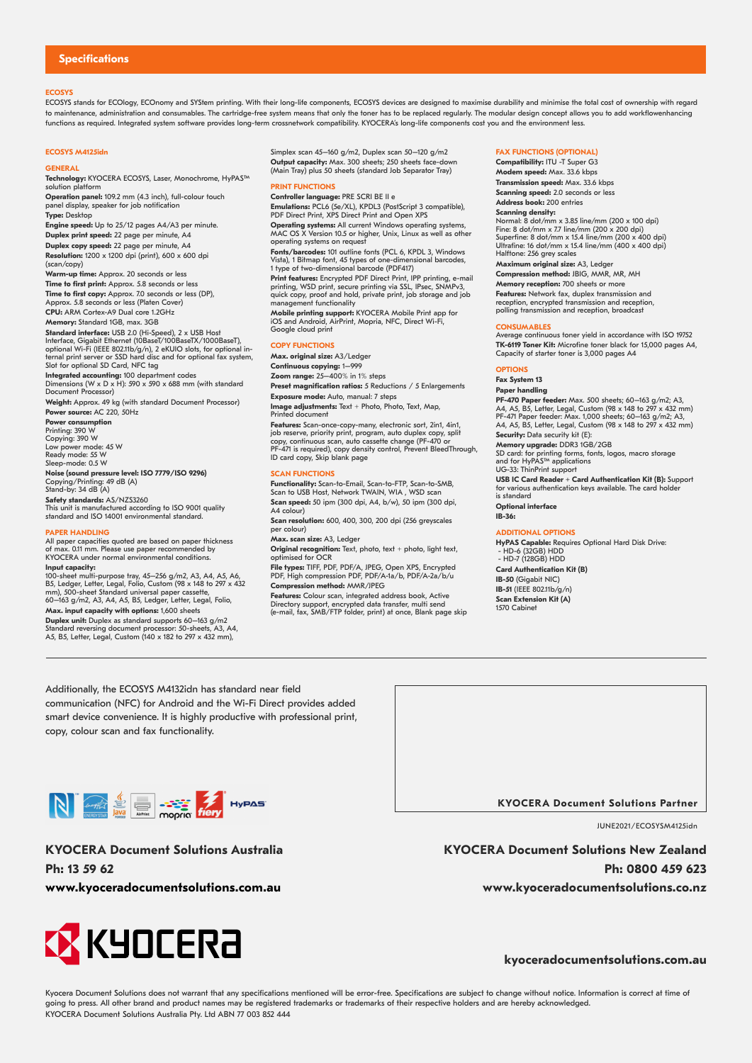## Specifications

**ECOSYS**

ECOSYS stands for ECOlogy, ECOnomy and SYStem printing. With their long-life components, ECOSYS devices are designed to maximise durability and minimise the total cost of ownership with regard to maintenance, administration and consumables. The cartridge-free system means that only the toner has to be replaced regularly. The modular design concept allows you to add workflowenhancing functions as required. Integrated system software provides long-term crossnetwork compatibility. KYOCERA's long-life components cost you and the environment less.

### ECOSYS M4125idn

**GENERAL**

**Technology:** KYOCERA ECOSYS, Laser, Monochrome, HyPAS™ solution platform

**Operation panel:** 109.2 mm (4.3 inch), full-colour touch panel display, speaker for job notification

**Type:** Desktop

**Engine speed:** Up to 25/12 pages A4/A3 per minute.

**Duplex print speed:** 22 page per minute, A4

**Duplex copy speed:** 22 page per minute, A4

**Resolution:** 1200 x 1200 dpi (print), 600 x 600 dpi (scan/copy)

**Warm-up time:** Approx. 20 seconds or less

**Time to first print:** Approx. 5.8 seconds or less

**Time to first copy:** Approx. 7.0 seconds or less (DP), Approx. 5.8 seconds or less (Platen Cover)

**CPU:** ARM Cortex-A9 Dual core 1.2GHz

**Memory:** Standard 1GB, max. 3GB

**Standard interface:** USB 2.0 (Hi-Speed), 2 x USB Host Interface, Gigabit Ethernet (10BaseT/100BaseTX/1000BaseT), optional Wi-Fi (IEEE 802.11b/g/n), 2 eKUIO slots, for optional internal print server or SSD hard disc and for optional fax system, Slot for optional SD Card, NFC tag

**Integrated accounting:** 100 department codes

Dimensions (W x D x H): 590 x 590 x 688 mm (with standard Document Processor)

**Weight:** Approx. 49 kg (with standard Document Processor)

**Power source:** AC 220, 50Hz

**Power consumption**

Printing: 390 W
Copying: 390 W
Low power mode: 45 W
Ready mode: 55 W
Sleep-mode: 0.5 W

**Noise (sound pressure level: ISO 7779/ISO 9296)**

Copying/Printing: 49 dB (A)
Stand-by: 34 dB (A)

**Safety standards:** AS/NZS3260

This unit is manufactured according to ISO 9001 quality standard and ISO 14001 environmental standard.

**PAPER HANDLING**

All paper capacities quoted are based on paper thickness of max. 0.11 mm. Please use paper recommended by KYOCERA under normal environmental conditions.

**Input capacity:**

100-sheet multi-purpose tray, 45–256 g/m2, A3, A4, A5, A6, B5, Ledger, Letter, Legal, Folio, Custom (98 x 148 to 297 x 432 mm), 500-sheet Standard universal paper cassette, 60–163 g/m2, A3, A4, A5, B5, Ledger, Letter, Legal, Folio,

**Max. input capacity with options:** 1,600 sheets

**Duplex unit:** Duplex as standard supports 60–163 g/m2

Standard reversing document processor: 50-sheets, A3, A4, A5, B5, Letter, Legal, Custom (140 x 182 to 297 x 432 mm), Simplex scan 45–160 g/m2, Duplex scan 50–120 g/m2

**Output capacity:** Max. 300 sheets; 250 sheets face-down (Main Tray) plus 50 sheets (standard Job Separator Tray)

**PRINT FUNCTIONS**

**Controller language:** PRE SCRI BE II e

**Emulations:** PCL6 (5e/XL), KPDL3 (PostScript 3 compatible), PDF Direct Print, XPS Direct Print and Open XPS

**Operating systems:** All current Windows operating systems, MAC OS X Version 10.5 or higher, Unix, Linux as well as other operating systems on request

**Fonts/barcodes:** 101 outline fonts (PCL 6, KPDL 3, Windows Vista), 1 Bitmap font, 45 types of one-dimensional barcodes, 1 type of two-dimensional barcode (PDF417)

**Print features:** Encrypted PDF Direct Print, IPP printing, e-mail printing, WSD print, secure printing via SSL, IPSec, SNMPv3, quick copy, proof and hold, private print, job storage and job management functionality

**Mobile printing support:** KYOCERA Mobile Print app for iOS and Android, AirPrint, Mopria, NFC, Direct Wi-Fi, Google cloud print

**COPY FUNCTIONS**

**Max. original size:** A3/Ledger

**Continuous copying:** 1–999

**Zoom range:** 25–400% in 1% steps

**Preset magnification ratios:** 5 Reductions / 5 Enlargements

**Exposure mode:** Auto, manual: 7 steps

**Image adjustments:** Text + Photo, Photo, Text, Map, Printed document

**Features:** Scan-once-copy-many, electronic sort, 2in1, 4in1, job reserve, priority print, program, auto duplex copy, split copy, continuous scan, auto cassette change (PF-470 or PF-471 is required), copy density control, Prevent BleedThrough, ID card copy, Skip blank page

**SCAN FUNCTIONS**

**Functionality:** Scan-to-Email, Scan-to-FTP, Scan-to-SMB, Scan to USB Host, Network TWAIN, WIA , WSD scan

**Scan speed:** 50 ipm (300 dpi, A4, b/w), 50 ipm (300 dpi, A4 colour)

**Scan resolution:** 600, 400, 300, 200 dpi (256 greyscales per colour)

**Max. scan size:** A3, Ledger

**Original recognition:** Text, photo, text + photo, light text, optimised for OCR

**File types:** TIFF, PDF, PDF/A, JPEG, Open XPS, Encrypted PDF, High compression PDF, PDF/A-1a/b, PDF/A-2a/b/u

**Compression method:** MMR/JPEG

**Features:** Colour scan, integrated address book, Active Directory support, encrypted data transfer, multi send (e-mail, fax, SMB/FTP folder, print) at once, Blank page skip

**FAX FUNCTIONS (OPTIONAL)**

**Compatibility:** ITU -T Super G3

**Modem speed:** Max. 33.6 kbps

**Transmission speed:** Max. 33.6 kbps

**Scanning speed:** 2.0 seconds or less

**Address book:** 200 entries

**Scanning density:**

Normal: 8 dot/mm x 3.85 line/mm (200 x 100 dpi)
Fine: 8 dot/mm x 7.7 line/mm (200 x 200 dpi)
Superfine: 8 dot/mm x 15.4 line/mm (200 x 400 dpi)
Ultrafine: 16 dot/mm x 15.4 line/mm (400 x 400 dpi)
Halftone: 256 grey scales

**Maximum original size:** A3, Ledger

**Compression method:** JBIG, MMR, MR, MH

**Memory reception:** 700 sheets or more

**Features:** Network fax, duplex transmission and reception, encrypted transmission and reception, polling transmission and reception, broadcast

**CONSUMABLES**

Average continuous toner yield in accordance with ISO 19752

**TK-6119 Toner Kit:** Microfine toner black for 15,000 pages A4, Capacity of starter toner is 3,000 pages A4

**OPTIONS**

**Fax System 13**

**Paper handling**

**PF-470 Paper feeder:** Max. 500 sheets; 60–163 g/m2; A3, A4, A5, B5, Letter, Legal, Custom (98 x 148 to 297 x 432 mm)
PF-471 Paper feeder: Max. 1,000 sheets; 60–163 g/m2; A3, A4, A5, B5, Letter, Legal, Custom (98 x 148 to 297 x 432 mm)

**Security:** Data security kit (E):

**Memory upgrade:** DDR3 1GB/2GB

SD card: for printing forms, fonts, logos, macro storage and for HyPAS™ applications

UG-33: ThinPrint support

**USB IC Card Reader + Card Authentication Kit (B):** Support for various authentication keys available. The card holder is standard

**Optional interface**

**IB-36:**

**ADDITIONAL OPTIONS**

**HyPAS Capable:** Requires Optional Hard Disk Drive:
- HD-6 (32GB) HDD
- HD-7 (128GB) HDD

**Card Authentication Kit (B)**

**IB-50** (Gigabit NIC)

**IB-51** (IEEE 802.11b/g/n)

**Scan Extension Kit (A)**

1570 Cabinet

---

Additionally, the ECOSYS M4132idn has standard near field communication (NFC) for Android and the Wi-Fi Direct provides added smart device convenience. It is highly productive with professional print, copy, colour scan and fax functionality.

**KYOCERA Document Solutions Partner**

JUNE2021/ECOSYSM4125idn

**KYOCERA Document Solutions Australia**
**Ph: 13 59 62**
**www.kyoceradocumentsolutions.com.au**

**KYOCERA Document Solutions New Zealand**
**Ph: 0800 459 623**
**www.kyoceradocumentsolutions.co.nz**

KYOCERA

**kyoceradocumentsolutions.com.au**

Kyocera Document Solutions does not warrant that any specifications mentioned will be error-free. Specifications are subject to change without notice. Information is correct at time of going to press. All other brand and product names may be registered trademarks or trademarks of their respective holders and are hereby acknowledged.

KYOCERA Document Solutions Australia Pty. Ltd ABN 77 003 852 444